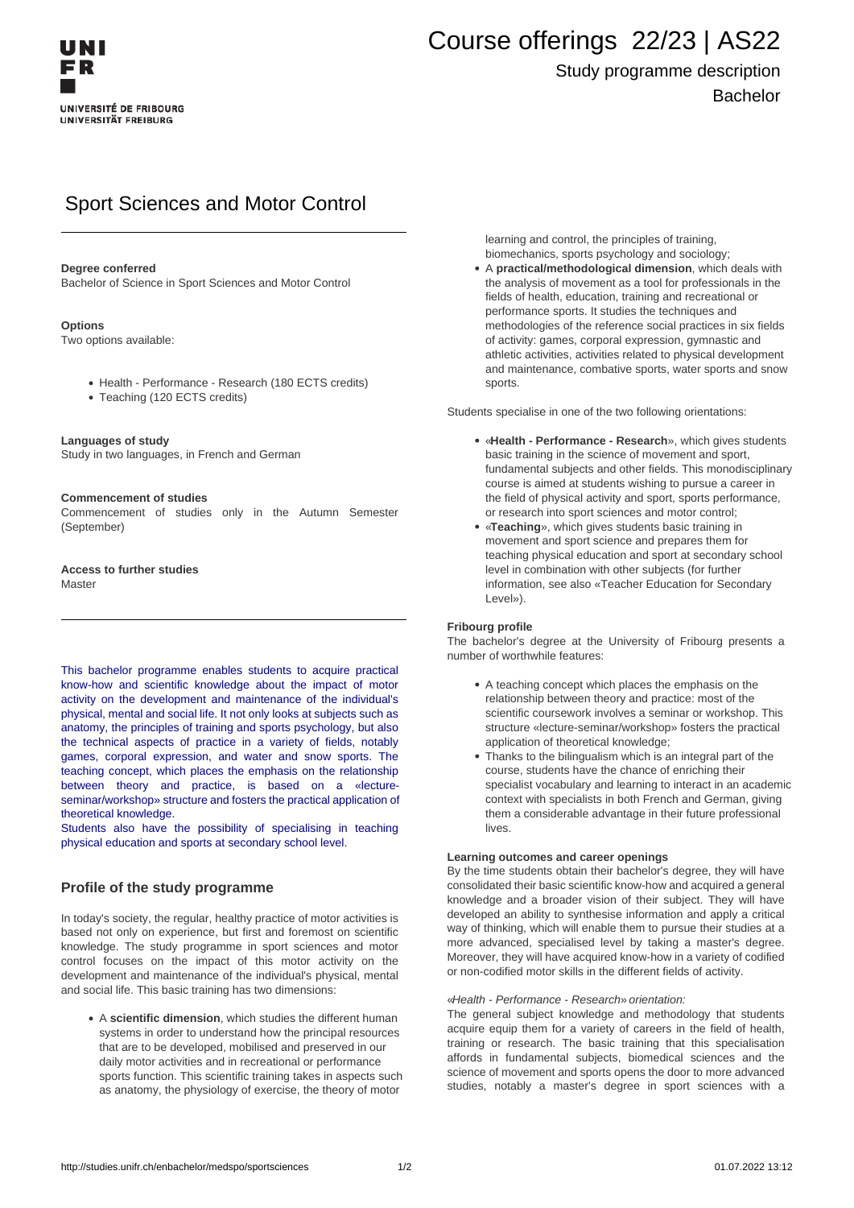# Course offerings 22/23 | AS22

Study programme description

Bachelor

## Sport Sciences and Motor Control

**Degree conferred**
Bachelor of Science in Sport Sciences and Motor Control

**Options**
Two options available:

- Health - Performance - Research (180 ECTS credits)
- Teaching (120 ECTS credits)

**Languages of study**
Study in two languages, in French and German

**Commencement of studies**
Commencement of studies only in the Autumn Semester (September)

**Access to further studies**
Master

This bachelor programme enables students to acquire practical know-how and scientific knowledge about the impact of motor activity on the development and maintenance of the individual's physical, mental and social life. It not only looks at subjects such as anatomy, the principles of training and sports psychology, but also the technical aspects of practice in a variety of fields, notably games, corporal expression, and water and snow sports. The teaching concept, which places the emphasis on the relationship between theory and practice, is based on a «lecture-seminar/workshop» structure and fosters the practical application of theoretical knowledge.
Students also have the possibility of specialising in teaching physical education and sports at secondary school level.

### Profile of the study programme

In today's society, the regular, healthy practice of motor activities is based not only on experience, but first and foremost on scientific knowledge. The study programme in sport sciences and motor control focuses on the impact of this motor activity on the development and maintenance of the individual's physical, mental and social life. This basic training has two dimensions:

- A **scientific dimension**, which studies the different human systems in order to understand how the principal resources that are to be developed, mobilised and preserved in our daily motor activities and in recreational or performance sports function. This scientific training takes in aspects such as anatomy, the physiology of exercise, the theory of motor learning and control, the principles of training, biomechanics, sports psychology and sociology;
- A **practical/methodological dimension**, which deals with the analysis of movement as a tool for professionals in the fields of health, education, training and recreational or performance sports. It studies the techniques and methodologies of the reference social practices in six fields of activity: games, corporal expression, gymnastic and athletic activities, activities related to physical development and maintenance, combative sports, water sports and snow sports.

Students specialise in one of the two following orientations:

- «**Health - Performance - Research**», which gives students basic training in the science of movement and sport, fundamental subjects and other fields. This monodisciplinary course is aimed at students wishing to pursue a career in the field of physical activity and sport, sports performance, or research into sport sciences and motor control;
- «**Teaching**», which gives students basic training in movement and sport science and prepares them for teaching physical education and sport at secondary school level in combination with other subjects (for further information, see also «Teacher Education for Secondary Level»).

**Fribourg profile**
The bachelor's degree at the University of Fribourg presents a number of worthwhile features:

- A teaching concept which places the emphasis on the relationship between theory and practice: most of the scientific coursework involves a seminar or workshop. This structure «lecture-seminar/workshop» fosters the practical application of theoretical knowledge;
- Thanks to the bilingualism which is an integral part of the course, students have the chance of enriching their specialist vocabulary and learning to interact in an academic context with specialists in both French and German, giving them a considerable advantage in their future professional lives.

**Learning outcomes and career openings**
By the time students obtain their bachelor's degree, they will have consolidated their basic scientific know-how and acquired a general knowledge and a broader vision of their subject. They will have developed an ability to synthesise information and apply a critical way of thinking, which will enable them to pursue their studies at a more advanced, specialised level by taking a master's degree. Moreover, they will have acquired know-how in a variety of codified or non-codified motor skills in the different fields of activity.

*«Health - Performance - Research» orientation:*
The general subject knowledge and methodology that students acquire equip them for a variety of careers in the field of health, training or research. The basic training that this specialisation affords in fundamental subjects, biomedical sciences and the science of movement and sports opens the door to more advanced studies, notably a master's degree in sport sciences with a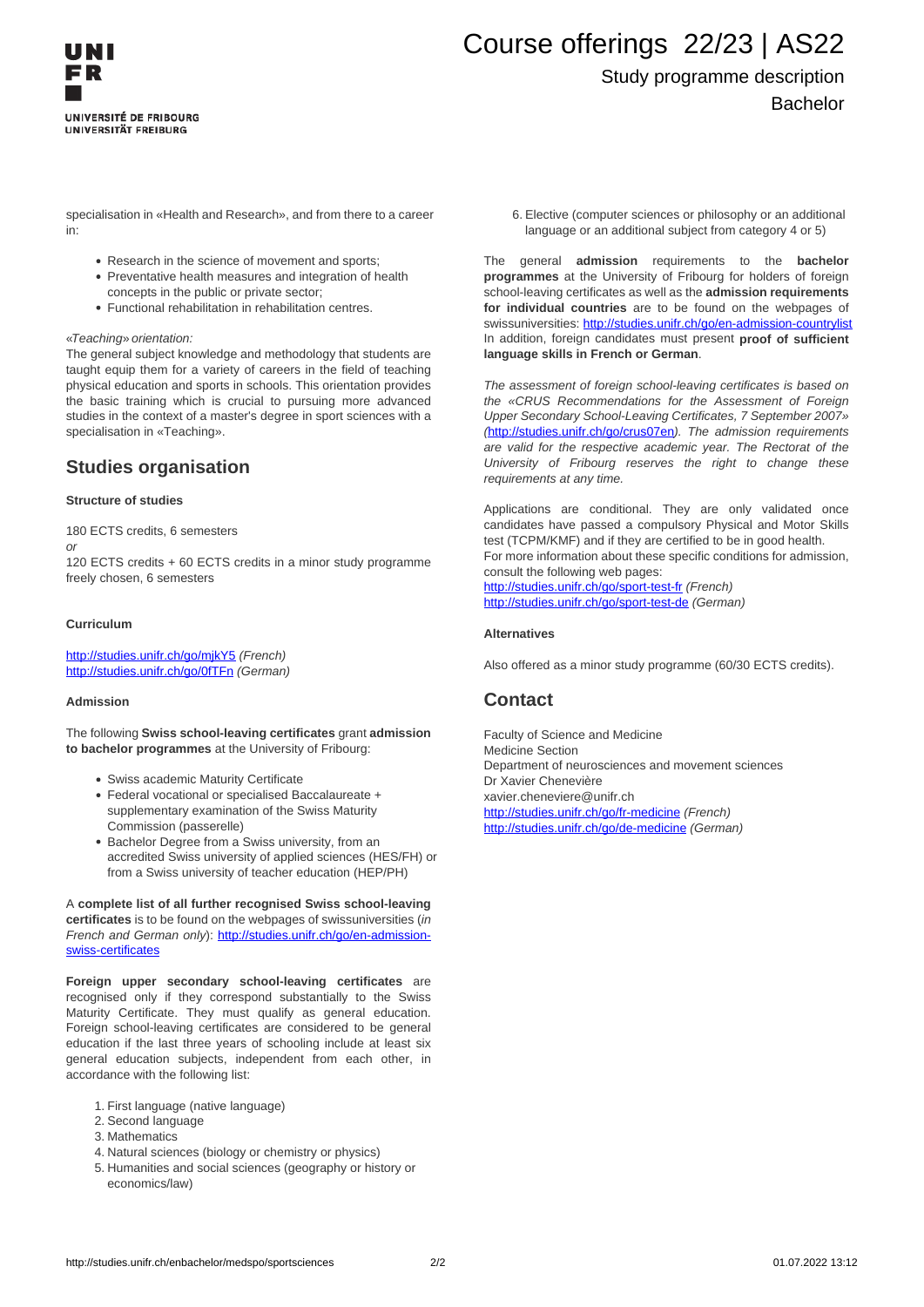specialisation in «Health and Research», and from there to a career in:

- Research in the science of movement and sports;
- Preventative health measures and integration of health concepts in the public or private sector;
- Functional rehabilitation in rehabilitation centres.

*«Teaching» orientation:*

The general subject knowledge and methodology that students are taught equip them for a variety of careers in the field of teaching physical education and sports in schools. This orientation provides the basic training which is crucial to pursuing more advanced studies in the context of a master's degree in sport sciences with a specialisation in «Teaching».

## Studies organisation

#### Structure of studies

180 ECTS credits, 6 semesters

*or*

120 ECTS credits + 60 ECTS credits in a minor study programme freely chosen, 6 semesters

#### Curriculum

http://studies.unifr.ch/go/mjkY5 *(French)*
http://studies.unifr.ch/go/0fTFn *(German)*

#### Admission

The following **Swiss school-leaving certificates** grant **admission to bachelor programmes** at the University of Fribourg:

- Swiss academic Maturity Certificate
- Federal vocational or specialised Baccalaureate + supplementary examination of the Swiss Maturity Commission (passerelle)
- Bachelor Degree from a Swiss university, from an accredited Swiss university of applied sciences (HES/FH) or from a Swiss university of teacher education (HEP/PH)

A **complete list of all further recognised Swiss school-leaving certificates** is to be found on the webpages of swissuniversities (*in French and German only*): http://studies.unifr.ch/go/en-admission-swiss-certificates

**Foreign upper secondary school-leaving certificates** are recognised only if they correspond substantially to the Swiss Maturity Certificate. They must qualify as general education. Foreign school-leaving certificates are considered to be general education if the last three years of schooling include at least six general education subjects, independent from each other, in accordance with the following list:

1. First language (native language)
2. Second language
3. Mathematics
4. Natural sciences (biology or chemistry or physics)
5. Humanities and social sciences (geography or history or economics/law)
6. Elective (computer sciences or philosophy or an additional language or an additional subject from category 4 or 5)

The general **admission** requirements to the **bachelor programmes** at the University of Fribourg for holders of foreign school-leaving certificates as well as the **admission requirements for individual countries** are to be found on the webpages of swissuniversities: http://studies.unifr.ch/go/en-admission-countrylist
In addition, foreign candidates must present **proof of sufficient language skills in French or German**.

*The assessment of foreign school-leaving certificates is based on the «CRUS Recommendations for the Assessment of Foreign Upper Secondary School-Leaving Certificates, 7 September 2007» (*http://studies.unifr.ch/go/crus07en*). The admission requirements are valid for the respective academic year. The Rectorat of the University of Fribourg reserves the right to change these requirements at any time.*

Applications are conditional. They are only validated once candidates have passed a compulsory Physical and Motor Skills test (TCPM/KMF) and if they are certified to be in good health.
For more information about these specific conditions for admission, consult the following web pages:
http://studies.unifr.ch/go/sport-test-fr *(French)*
http://studies.unifr.ch/go/sport-test-de *(German)*

#### Alternatives

Also offered as a minor study programme (60/30 ECTS credits).

## Contact

Faculty of Science and Medicine
Medicine Section
Department of neurosciences and movement sciences
Dr Xavier Chenevière
xavier.cheneviere@unifr.ch
http://studies.unifr.ch/go/fr-medicine *(French)*
http://studies.unifr.ch/go/de-medicine *(German)*